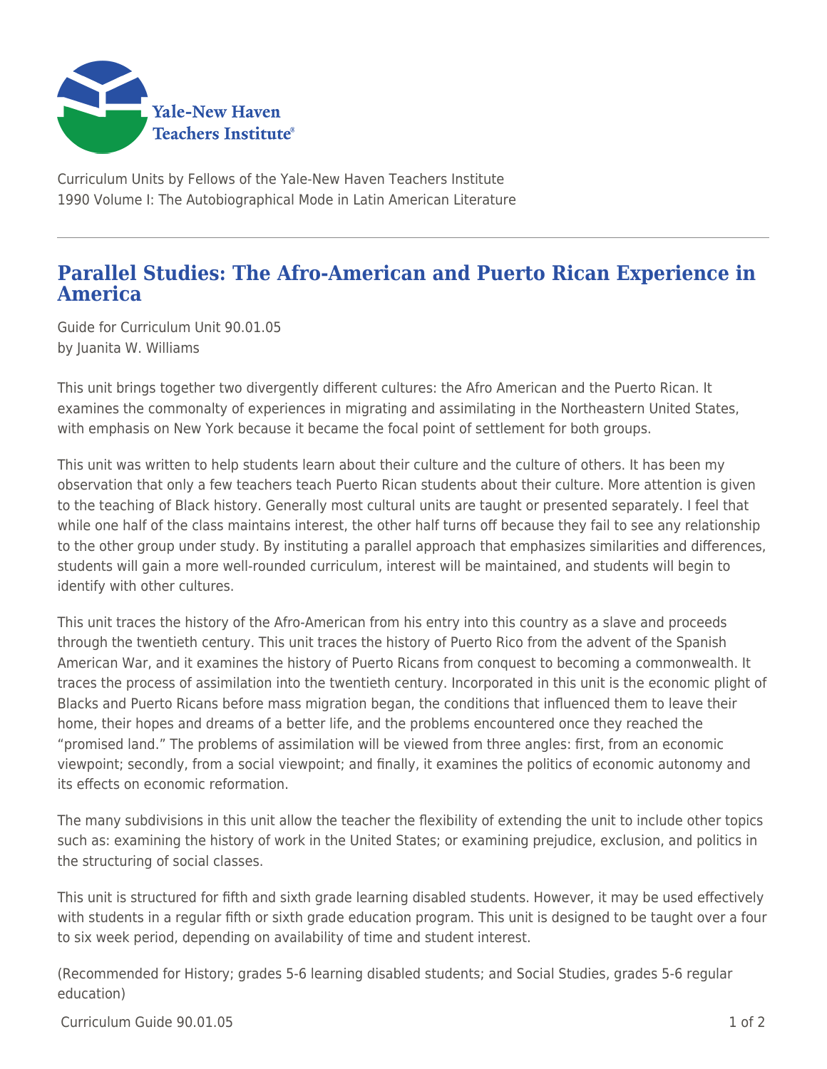Yale-New Haven Teachers Institute

Curriculum Units by Fellows of the Yale-New Haven Teachers Institute
1990 Volume I: The Autobiographical Mode in Latin American Literature

# Parallel Studies: The Afro-American and Puerto Rican Experience in America

Guide for Curriculum Unit 90.01.05
by Juanita W. Williams

This unit brings together two divergently different cultures: the Afro American and the Puerto Rican. It examines the commonalty of experiences in migrating and assimilating in the Northeastern United States, with emphasis on New York because it became the focal point of settlement for both groups.

This unit was written to help students learn about their culture and the culture of others. It has been my observation that only a few teachers teach Puerto Rican students about their culture. More attention is given to the teaching of Black history. Generally most cultural units are taught or presented separately. I feel that while one half of the class maintains interest, the other half turns off because they fail to see any relationship to the other group under study. By instituting a parallel approach that emphasizes similarities and differences, students will gain a more well-rounded curriculum, interest will be maintained, and students will begin to identify with other cultures.

This unit traces the history of the Afro-American from his entry into this country as a slave and proceeds through the twentieth century. This unit traces the history of Puerto Rico from the advent of the Spanish American War, and it examines the history of Puerto Ricans from conquest to becoming a commonwealth. It traces the process of assimilation into the twentieth century. Incorporated in this unit is the economic plight of Blacks and Puerto Ricans before mass migration began, the conditions that influenced them to leave their home, their hopes and dreams of a better life, and the problems encountered once they reached the "promised land." The problems of assimilation will be viewed from three angles: first, from an economic viewpoint; secondly, from a social viewpoint; and finally, it examines the politics of economic autonomy and its effects on economic reformation.

The many subdivisions in this unit allow the teacher the flexibility of extending the unit to include other topics such as: examining the history of work in the United States; or examining prejudice, exclusion, and politics in the structuring of social classes.

This unit is structured for fifth and sixth grade learning disabled students. However, it may be used effectively with students in a regular fifth or sixth grade education program. This unit is designed to be taught over a four to six week period, depending on availability of time and student interest.

(Recommended for History; grades 5-6 learning disabled students; and Social Studies, grades 5-6 regular education)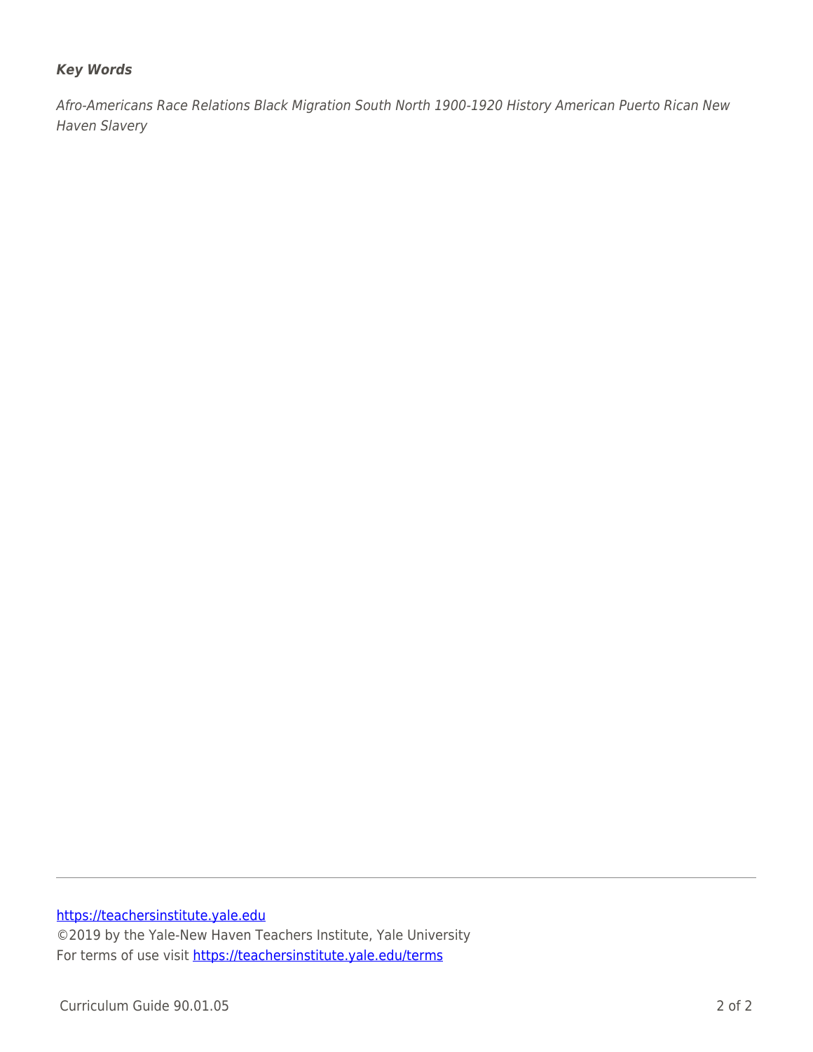***Key Words***

*Afro-Americans Race Relations Black Migration South North 1900-1920 History American Puerto Rican New Haven Slavery*

https://teachersinstitute.yale.edu
©2019 by the Yale-New Haven Teachers Institute, Yale University
For terms of use visit https://teachersinstitute.yale.edu/terms